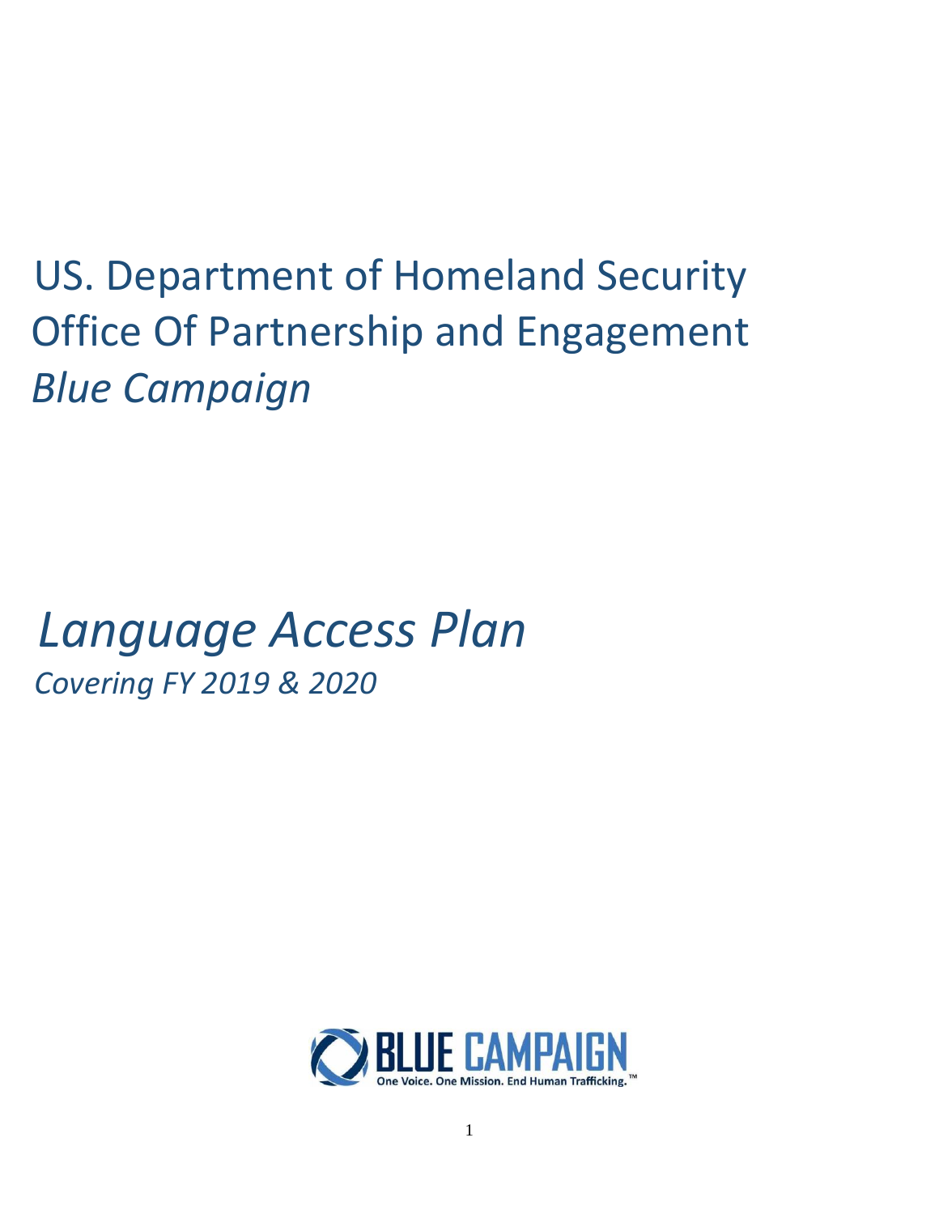# US. Department of Homeland Security
# Office Of Partnership and Engagement
# *Blue Campaign*

# *Language Access Plan*

*Covering FY 2019 & 2020*

BLUE CAMPAIGN

One Voice. One Mission. End Human Trafficking.™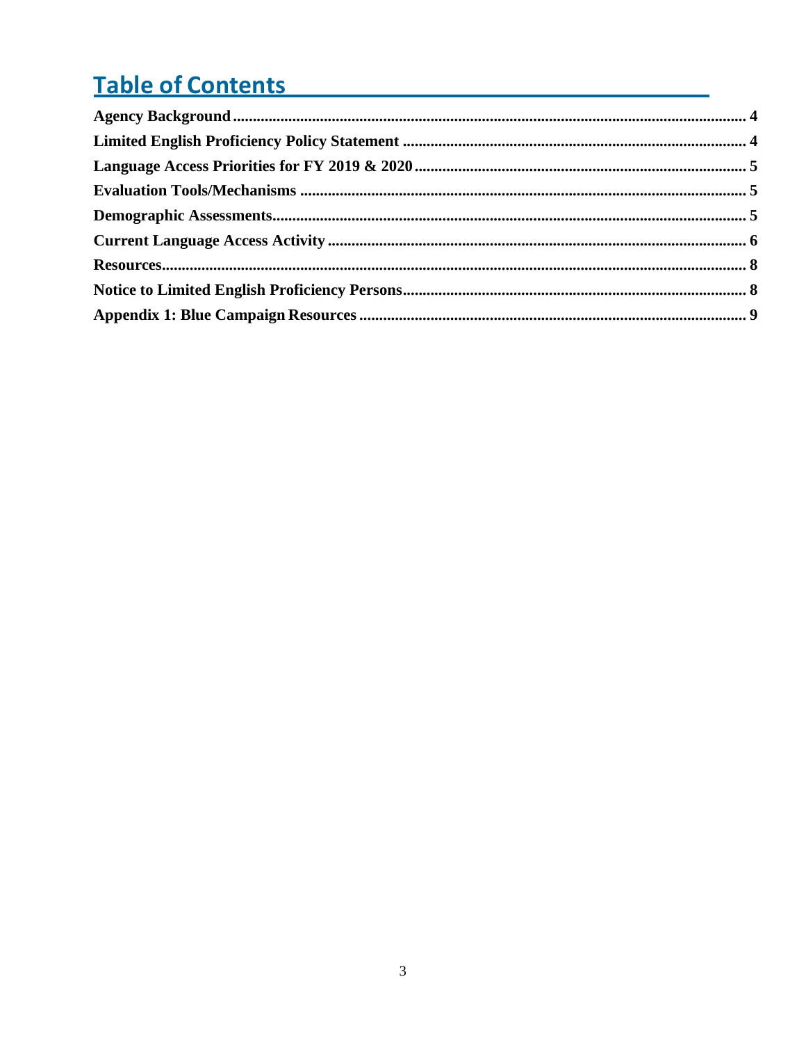# Table of Contents

**Agency Background** ..... **4**
**Limited English Proficiency Policy Statement** ..... **4**
**Language Access Priorities for FY 2019 & 2020** ..... **5**
**Evaluation Tools/Mechanisms** ..... **5**
**Demographic Assessments** ..... **5**
**Current Language Access Activity** ..... **6**
**Resources** ..... **8**
**Notice to Limited English Proficiency Persons** ..... **8**
**Appendix 1: Blue Campaign Resources** ..... **9**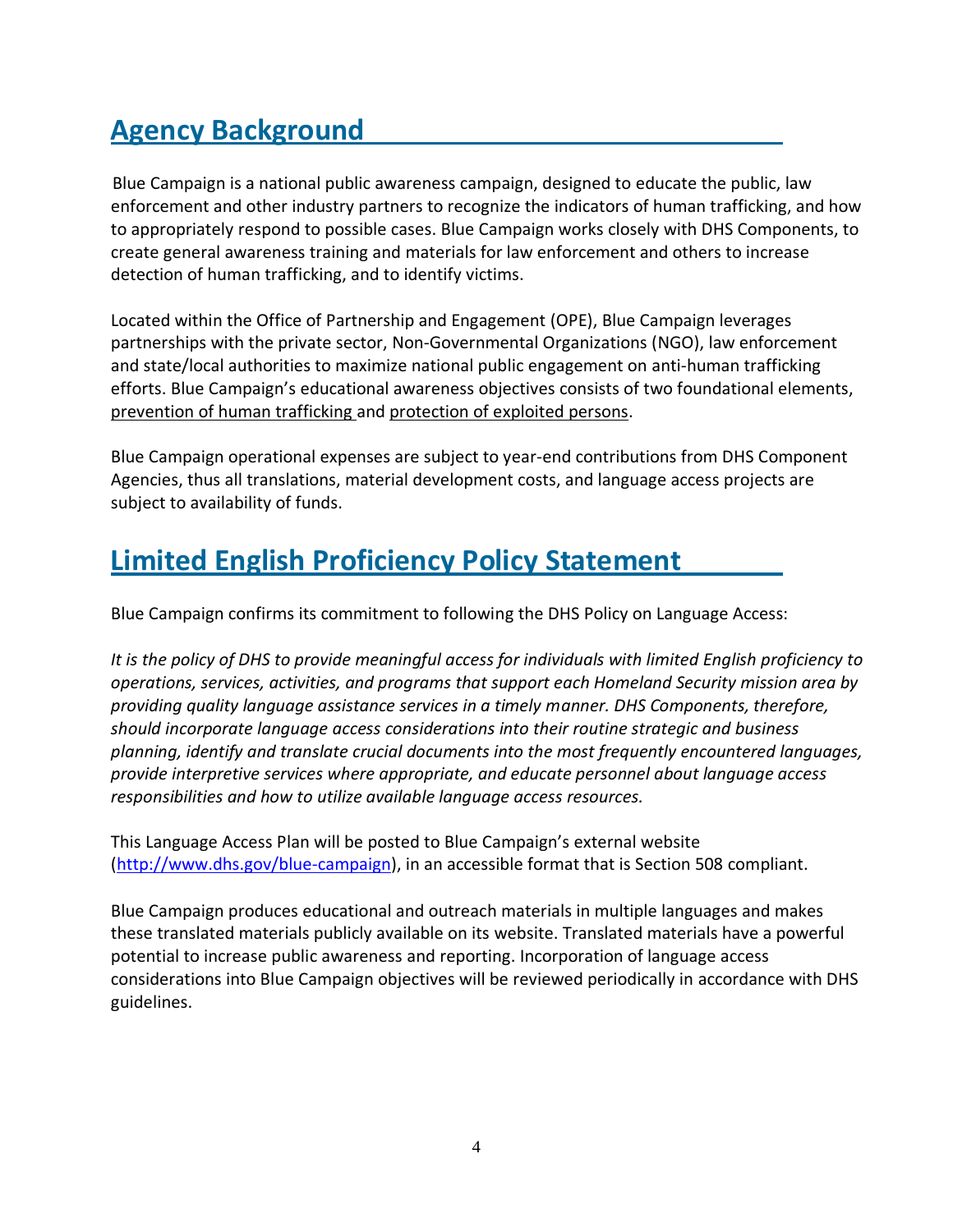## Agency Background

Blue Campaign is a national public awareness campaign, designed to educate the public, law enforcement and other industry partners to recognize the indicators of human trafficking, and how to appropriately respond to possible cases. Blue Campaign works closely with DHS Components, to create general awareness training and materials for law enforcement and others to increase detection of human trafficking, and to identify victims.

Located within the Office of Partnership and Engagement (OPE), Blue Campaign leverages partnerships with the private sector, Non-Governmental Organizations (NGO), law enforcement and state/local authorities to maximize national public engagement on anti-human trafficking efforts. Blue Campaign's educational awareness objectives consists of two foundational elements, prevention of human trafficking and protection of exploited persons.

Blue Campaign operational expenses are subject to year-end contributions from DHS Component Agencies, thus all translations, material development costs, and language access projects are subject to availability of funds.

## Limited English Proficiency Policy Statement

Blue Campaign confirms its commitment to following the DHS Policy on Language Access:

*It is the policy of DHS to provide meaningful access for individuals with limited English proficiency to operations, services, activities, and programs that support each Homeland Security mission area by providing quality language assistance services in a timely manner. DHS Components, therefore, should incorporate language access considerations into their routine strategic and business planning, identify and translate crucial documents into the most frequently encountered languages, provide interpretive services where appropriate, and educate personnel about language access responsibilities and how to utilize available language access resources.*

This Language Access Plan will be posted to Blue Campaign's external website (http://www.dhs.gov/blue-campaign), in an accessible format that is Section 508 compliant.

Blue Campaign produces educational and outreach materials in multiple languages and makes these translated materials publicly available on its website. Translated materials have a powerful potential to increase public awareness and reporting. Incorporation of language access considerations into Blue Campaign objectives will be reviewed periodically in accordance with DHS guidelines.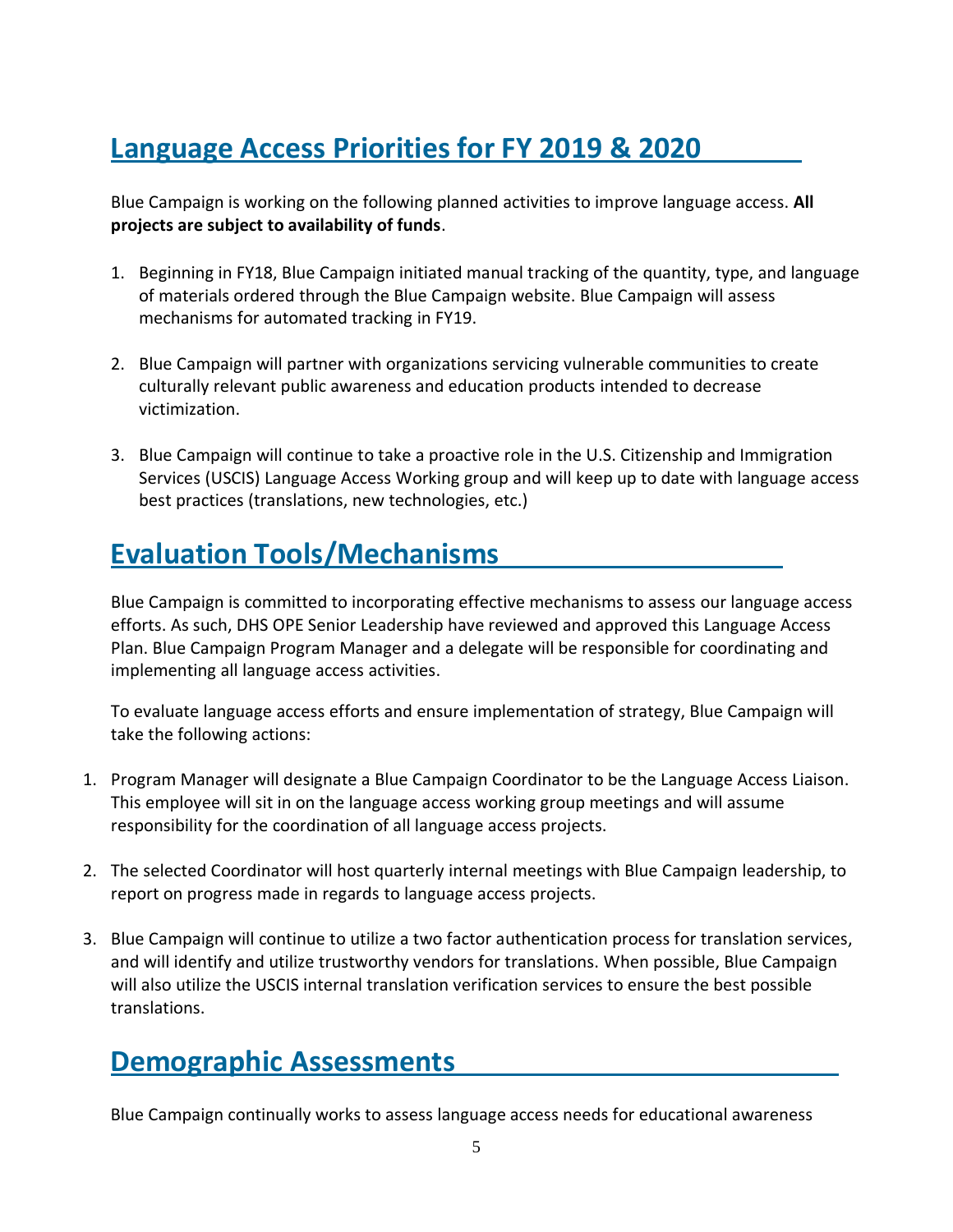## Language Access Priorities for FY 2019 & 2020

Blue Campaign is working on the following planned activities to improve language access. **All projects are subject to availability of funds**.

1. Beginning in FY18, Blue Campaign initiated manual tracking of the quantity, type, and language of materials ordered through the Blue Campaign website. Blue Campaign will assess mechanisms for automated tracking in FY19.

2. Blue Campaign will partner with organizations servicing vulnerable communities to create culturally relevant public awareness and education products intended to decrease victimization.

3. Blue Campaign will continue to take a proactive role in the U.S. Citizenship and Immigration Services (USCIS) Language Access Working group and will keep up to date with language access best practices (translations, new technologies, etc.)

## Evaluation Tools/Mechanisms

Blue Campaign is committed to incorporating effective mechanisms to assess our language access efforts. As such, DHS OPE Senior Leadership have reviewed and approved this Language Access Plan. Blue Campaign Program Manager and a delegate will be responsible for coordinating and implementing all language access activities.

To evaluate language access efforts and ensure implementation of strategy, Blue Campaign will take the following actions:

1. Program Manager will designate a Blue Campaign Coordinator to be the Language Access Liaison. This employee will sit in on the language access working group meetings and will assume responsibility for the coordination of all language access projects.

2. The selected Coordinator will host quarterly internal meetings with Blue Campaign leadership, to report on progress made in regards to language access projects.

3. Blue Campaign will continue to utilize a two factor authentication process for translation services, and will identify and utilize trustworthy vendors for translations. When possible, Blue Campaign will also utilize the USCIS internal translation verification services to ensure the best possible translations.

## Demographic Assessments

Blue Campaign continually works to assess language access needs for educational awareness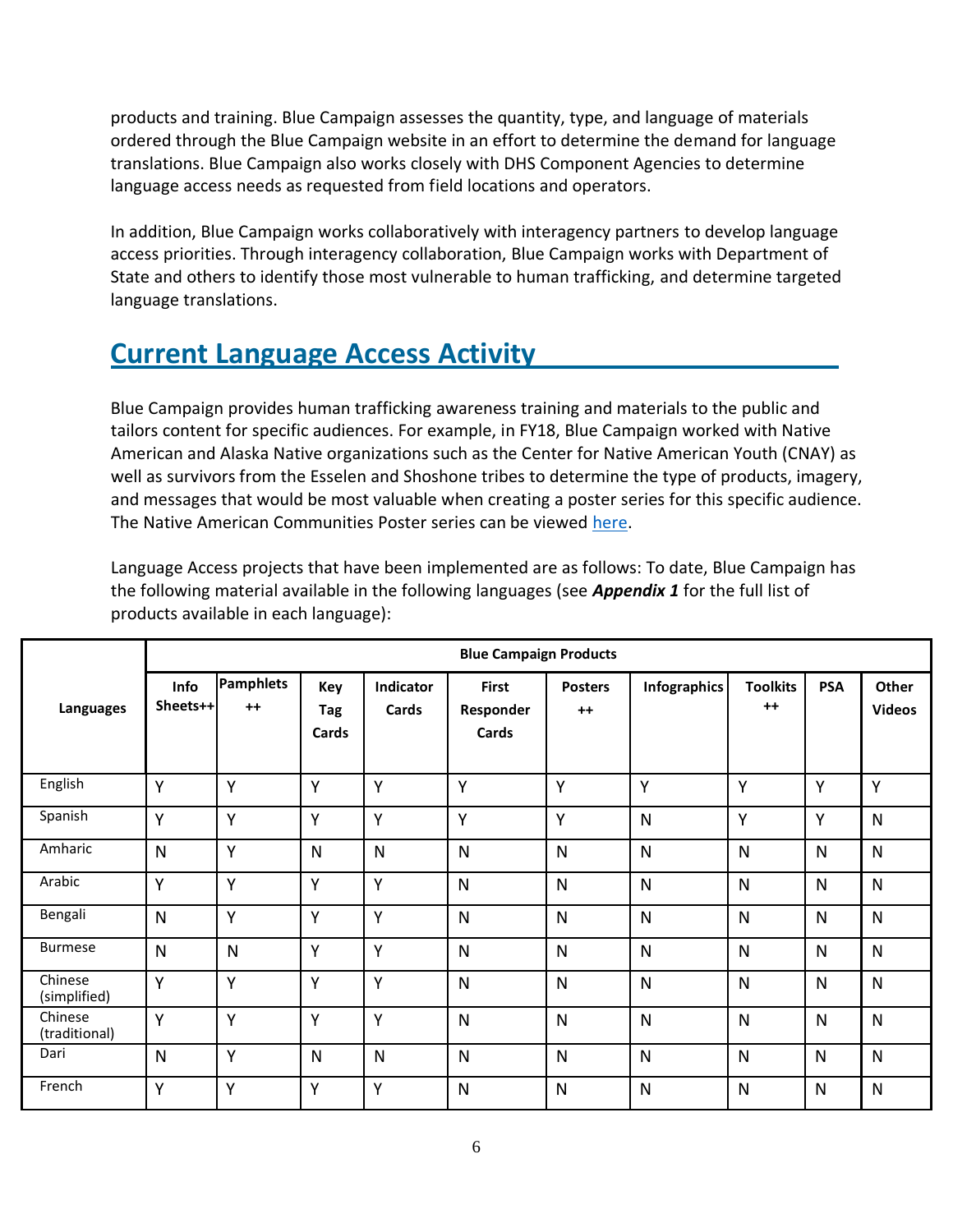products and training. Blue Campaign assesses the quantity, type, and language of materials ordered through the Blue Campaign website in an effort to determine the demand for language translations. Blue Campaign also works closely with DHS Component Agencies to determine language access needs as requested from field locations and operators.

In addition, Blue Campaign works collaboratively with interagency partners to develop language access priorities. Through interagency collaboration, Blue Campaign works with Department of State and others to identify those most vulnerable to human trafficking, and determine targeted language translations.

## Current Language Access Activity

Blue Campaign provides human trafficking awareness training and materials to the public and tailors content for specific audiences. For example, in FY18, Blue Campaign worked with Native American and Alaska Native organizations such as the Center for Native American Youth (CNAY) as well as survivors from the Esselen and Shoshone tribes to determine the type of products, imagery, and messages that would be most valuable when creating a poster series for this specific audience. The Native American Communities Poster series can be viewed here.

Language Access projects that have been implemented are as follows: To date, Blue Campaign has the following material available in the following languages (see ***Appendix 1*** for the full list of products available in each language):

| Languages | Blue Campaign Products | | | | | | | | | |
|---|---|---|---|---|---|---|---|---|---|---|
| | Info Sheets++ | Pamphlets ++ | Key Tag Cards | Indicator Cards | First Responder Cards | Posters ++ | Infographics | Toolkits ++ | PSA | Other Videos |
| English | Y | Y | Y | Y | Y | Y | Y | Y | Y | Y |
| Spanish | Y | Y | Y | Y | Y | Y | N | Y | Y | N |
| Amharic | N | Y | N | N | N | N | N | N | N | N |
| Arabic | Y | Y | Y | Y | N | N | N | N | N | N |
| Bengali | N | Y | Y | Y | N | N | N | N | N | N |
| Burmese | N | N | Y | Y | N | N | N | N | N | N |
| Chinese (simplified) | Y | Y | Y | Y | N | N | N | N | N | N |
| Chinese (traditional) | Y | Y | Y | Y | N | N | N | N | N | N |
| Dari | N | Y | N | N | N | N | N | N | N | N |
| French | Y | Y | Y | Y | N | N | N | N | N | N |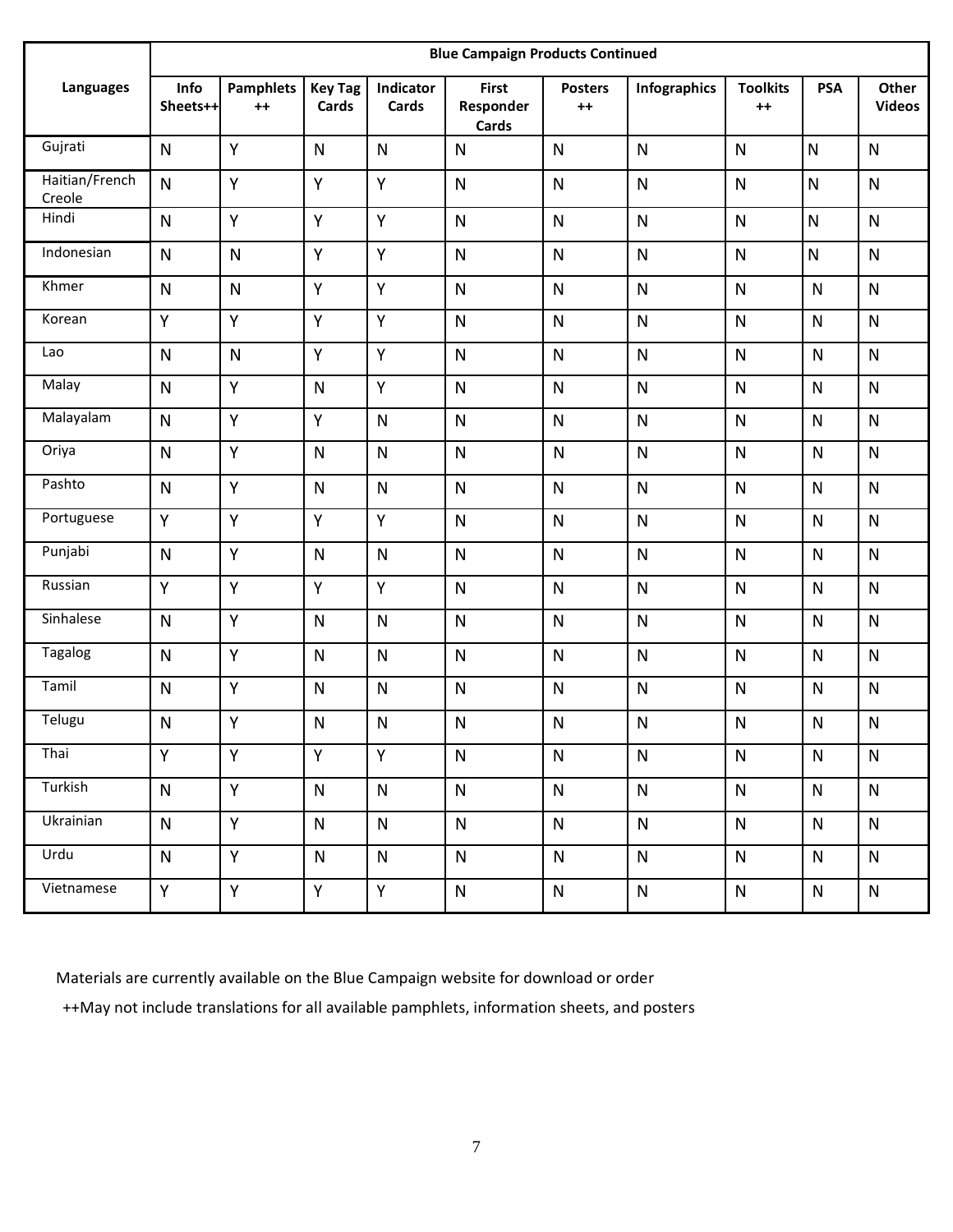| Languages | Blue Campaign Products Continued | | | | | | | | | |
|---|---|---|---|---|---|---|---|---|---|---|
| | Info Sheets++ | Pamphlets ++ | Key Tag Cards | Indicator Cards | First Responder Cards | Posters ++ | Infographics | Toolkits ++ | PSA | Other Videos |
| Gujrati | N | Y | N | N | N | N | N | N | N | N |
| Haitian/French Creole | N | Y | Y | Y | N | N | N | N | N | N |
| Hindi | N | Y | Y | Y | N | N | N | N | N | N |
| Indonesian | N | N | Y | Y | N | N | N | N | N | N |
| Khmer | N | N | Y | Y | N | N | N | N | N | N |
| Korean | Y | Y | Y | Y | N | N | N | N | N | N |
| Lao | N | N | Y | Y | N | N | N | N | N | N |
| Malay | N | Y | N | Y | N | N | N | N | N | N |
| Malayalam | N | Y | Y | N | N | N | N | N | N | N |
| Oriya | N | Y | N | N | N | N | N | N | N | N |
| Pashto | N | Y | N | N | N | N | N | N | N | N |
| Portuguese | Y | Y | Y | Y | N | N | N | N | N | N |
| Punjabi | N | Y | N | N | N | N | N | N | N | N |
| Russian | Y | Y | Y | Y | N | N | N | N | N | N |
| Sinhalese | N | Y | N | N | N | N | N | N | N | N |
| Tagalog | N | Y | N | N | N | N | N | N | N | N |
| Tamil | N | Y | N | N | N | N | N | N | N | N |
| Telugu | N | Y | N | N | N | N | N | N | N | N |
| Thai | Y | Y | Y | Y | N | N | N | N | N | N |
| Turkish | N | Y | N | N | N | N | N | N | N | N |
| Ukrainian | N | Y | N | N | N | N | N | N | N | N |
| Urdu | N | Y | N | N | N | N | N | N | N | N |
| Vietnamese | Y | Y | Y | Y | N | N | N | N | N | N |

Materials are currently available on the Blue Campaign website for download or order

++May not include translations for all available pamphlets, information sheets, and posters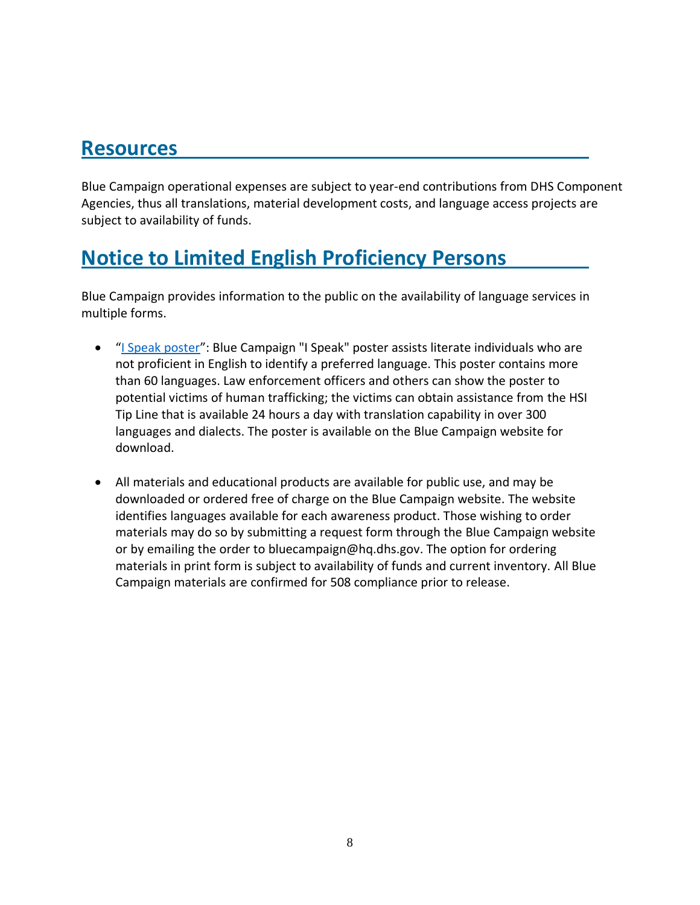## Resources

Blue Campaign operational expenses are subject to year-end contributions from DHS Component Agencies, thus all translations, material development costs, and language access projects are subject to availability of funds.

## Notice to Limited English Proficiency Persons

Blue Campaign provides information to the public on the availability of language services in multiple forms.

- "I Speak poster": Blue Campaign "I Speak" poster assists literate individuals who are not proficient in English to identify a preferred language. This poster contains more than 60 languages. Law enforcement officers and others can show the poster to potential victims of human trafficking; the victims can obtain assistance from the HSI Tip Line that is available 24 hours a day with translation capability in over 300 languages and dialects. The poster is available on the Blue Campaign website for download.

- All materials and educational products are available for public use, and may be downloaded or ordered free of charge on the Blue Campaign website. The website identifies languages available for each awareness product. Those wishing to order materials may do so by submitting a request form through the Blue Campaign website or by emailing the order to bluecampaign@hq.dhs.gov. The option for ordering materials in print form is subject to availability of funds and current inventory. All Blue Campaign materials are confirmed for 508 compliance prior to release.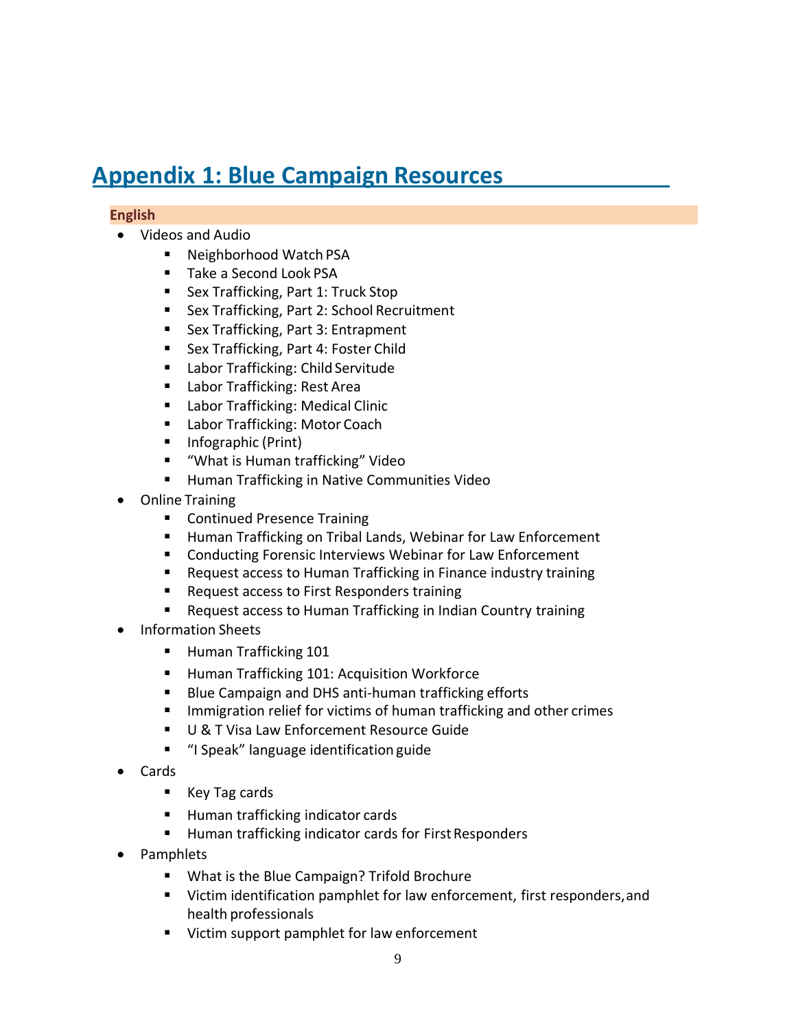# Appendix 1: Blue Campaign Resources

**English**

- Videos and Audio
  - Neighborhood Watch PSA
  - Take a Second Look PSA
  - Sex Trafficking, Part 1: Truck Stop
  - Sex Trafficking, Part 2: School Recruitment
  - Sex Trafficking, Part 3: Entrapment
  - Sex Trafficking, Part 4: Foster Child
  - Labor Trafficking: Child Servitude
  - Labor Trafficking: Rest Area
  - Labor Trafficking: Medical Clinic
  - Labor Trafficking: Motor Coach
  - Infographic (Print)
  - "What is Human trafficking" Video
  - Human Trafficking in Native Communities Video
- Online Training
  - Continued Presence Training
  - Human Trafficking on Tribal Lands, Webinar for Law Enforcement
  - Conducting Forensic Interviews Webinar for Law Enforcement
  - Request access to Human Trafficking in Finance industry training
  - Request access to First Responders training
  - Request access to Human Trafficking in Indian Country training
- Information Sheets
  - Human Trafficking 101
  - Human Trafficking 101: Acquisition Workforce
  - Blue Campaign and DHS anti-human trafficking efforts
  - Immigration relief for victims of human trafficking and other crimes
  - U & T Visa Law Enforcement Resource Guide
  - "I Speak" language identification guide
- Cards
  - Key Tag cards
  - Human trafficking indicator cards
  - Human trafficking indicator cards for First Responders
- Pamphlets
  - What is the Blue Campaign? Trifold Brochure
  - Victim identification pamphlet for law enforcement, first responders, and health professionals
  - Victim support pamphlet for law enforcement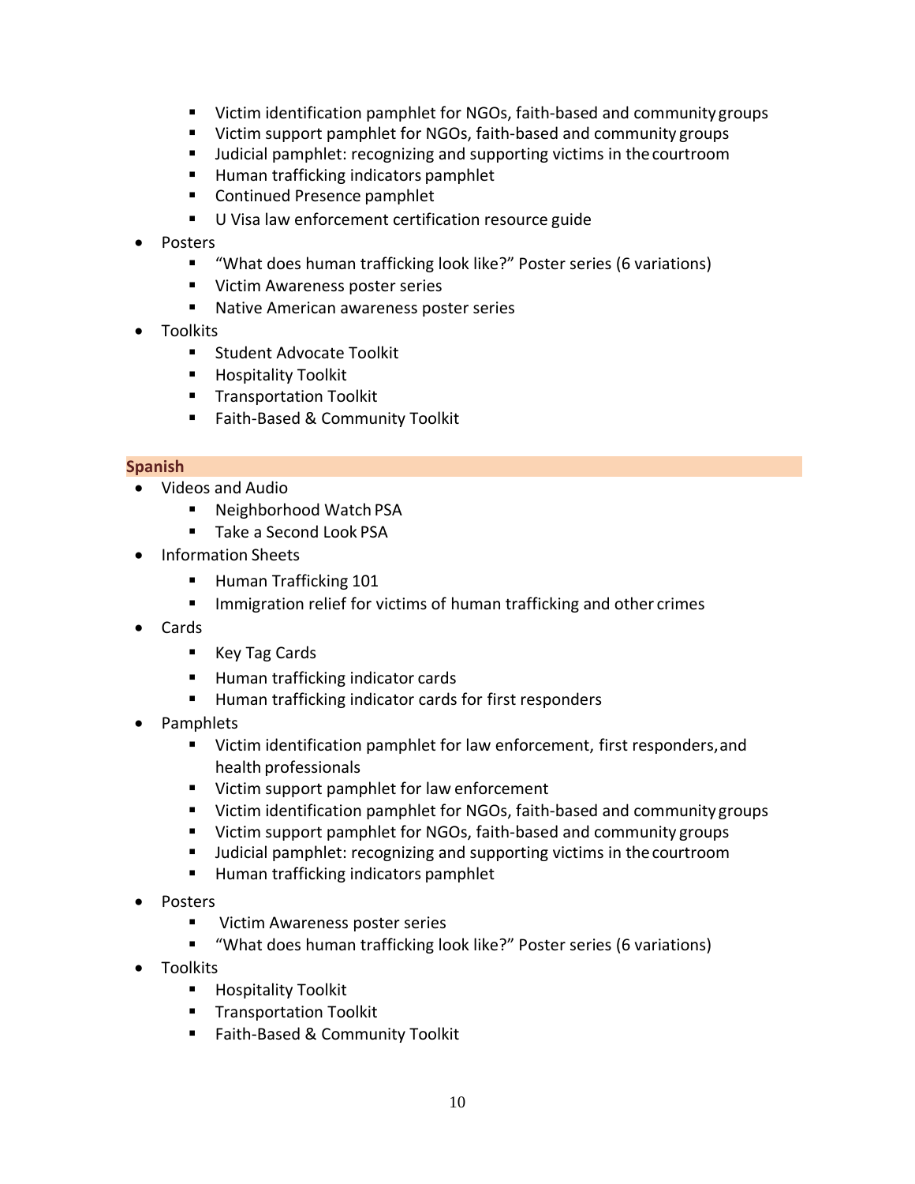- Victim identification pamphlet for NGOs, faith-based and community groups
  - Victim support pamphlet for NGOs, faith-based and community groups
  - Judicial pamphlet: recognizing and supporting victims in the courtroom
  - Human trafficking indicators pamphlet
  - Continued Presence pamphlet
  - U Visa law enforcement certification resource guide
- Posters
  - "What does human trafficking look like?" Poster series (6 variations)
  - Victim Awareness poster series
  - Native American awareness poster series
- Toolkits
  - Student Advocate Toolkit
  - Hospitality Toolkit
  - Transportation Toolkit
  - Faith-Based & Community Toolkit

**Spanish**

- Videos and Audio
  - Neighborhood Watch PSA
  - Take a Second Look PSA
- Information Sheets
  - Human Trafficking 101
  - Immigration relief for victims of human trafficking and other crimes
- Cards
  - Key Tag Cards
  - Human trafficking indicator cards
  - Human trafficking indicator cards for first responders
- Pamphlets
  - Victim identification pamphlet for law enforcement, first responders, and health professionals
  - Victim support pamphlet for law enforcement
  - Victim identification pamphlet for NGOs, faith-based and community groups
  - Victim support pamphlet for NGOs, faith-based and community groups
  - Judicial pamphlet: recognizing and supporting victims in the courtroom
  - Human trafficking indicators pamphlet
- Posters
  - Victim Awareness poster series
  - "What does human trafficking look like?" Poster series (6 variations)
- Toolkits
  - Hospitality Toolkit
  - Transportation Toolkit
  - Faith-Based & Community Toolkit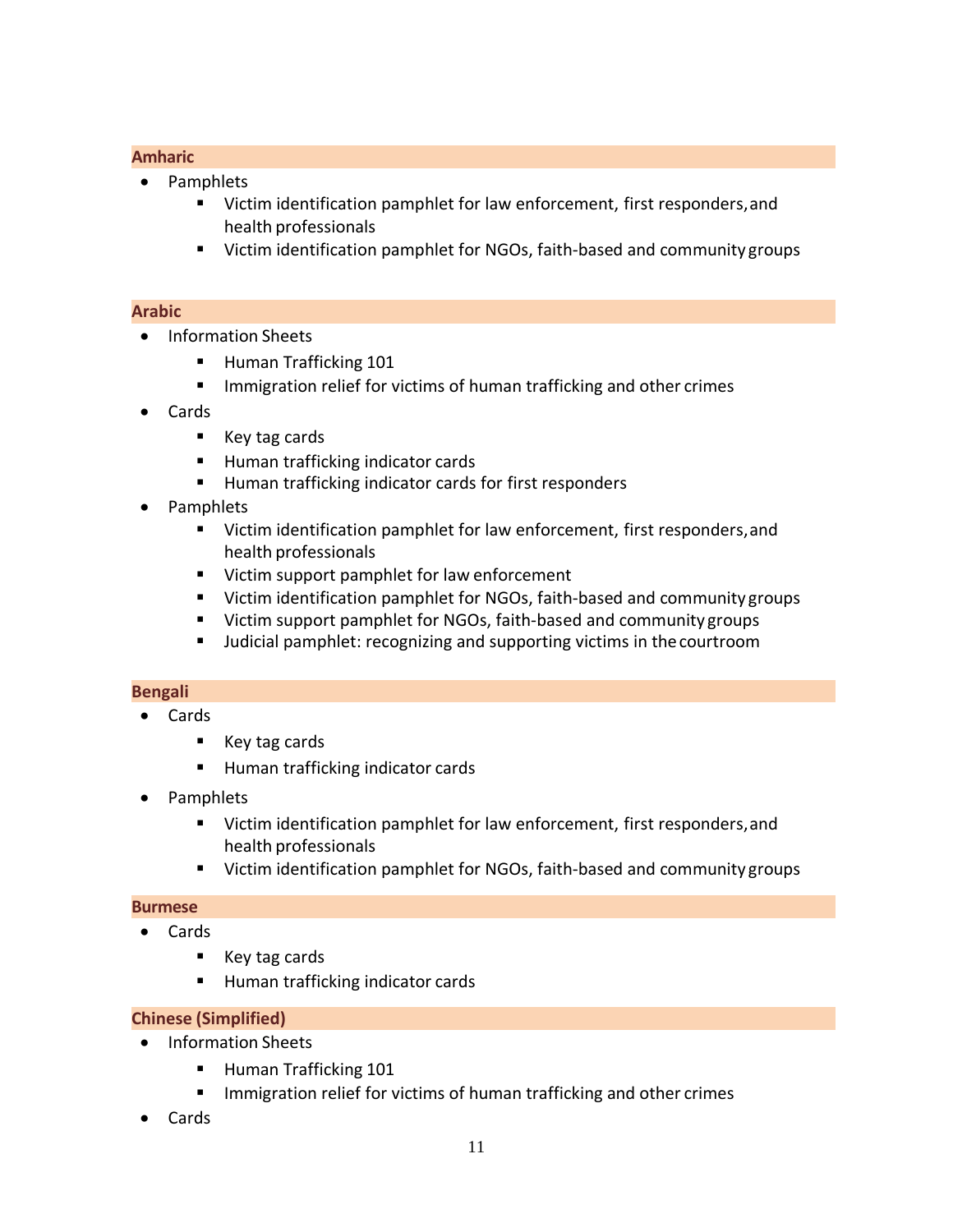**Amharic**

- Pamphlets
  - Victim identification pamphlet for law enforcement, first responders, and health professionals
  - Victim identification pamphlet for NGOs, faith-based and community groups

**Arabic**

- Information Sheets
  - Human Trafficking 101
  - Immigration relief for victims of human trafficking and other crimes
- Cards
  - Key tag cards
  - Human trafficking indicator cards
  - Human trafficking indicator cards for first responders
- Pamphlets
  - Victim identification pamphlet for law enforcement, first responders, and health professionals
  - Victim support pamphlet for law enforcement
  - Victim identification pamphlet for NGOs, faith-based and community groups
  - Victim support pamphlet for NGOs, faith-based and community groups
  - Judicial pamphlet: recognizing and supporting victims in the courtroom

**Bengali**

- Cards
  - Key tag cards
  - Human trafficking indicator cards
- Pamphlets
  - Victim identification pamphlet for law enforcement, first responders, and health professionals
  - Victim identification pamphlet for NGOs, faith-based and community groups

**Burmese**

- Cards
  - Key tag cards
  - Human trafficking indicator cards

**Chinese (Simplified)**

- Information Sheets
  - Human Trafficking 101
  - Immigration relief for victims of human trafficking and other crimes
- Cards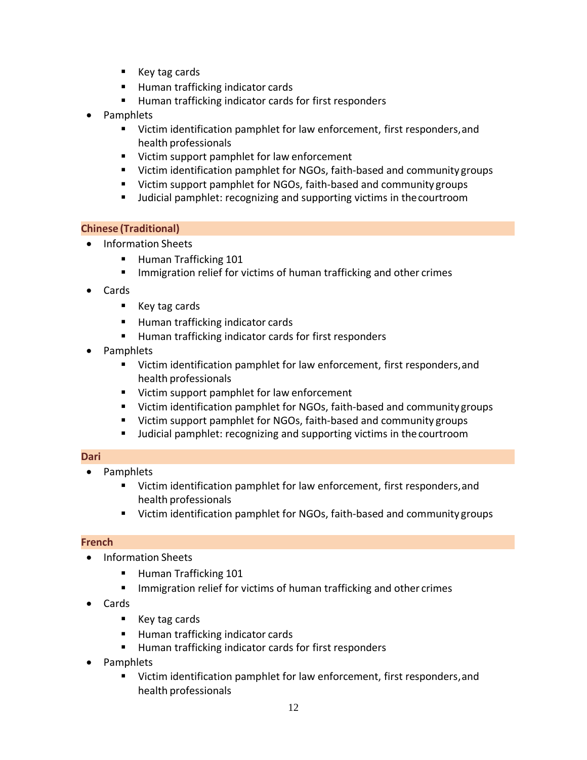- Key tag cards
  - Human trafficking indicator cards
  - Human trafficking indicator cards for first responders
- Pamphlets
  - Victim identification pamphlet for law enforcement, first responders, and health professionals
  - Victim support pamphlet for law enforcement
  - Victim identification pamphlet for NGOs, faith-based and community groups
  - Victim support pamphlet for NGOs, faith-based and community groups
  - Judicial pamphlet: recognizing and supporting victims in the courtroom

### Chinese (Traditional)

- Information Sheets
  - Human Trafficking 101
  - Immigration relief for victims of human trafficking and other crimes
- Cards
  - Key tag cards
  - Human trafficking indicator cards
  - Human trafficking indicator cards for first responders
- Pamphlets
  - Victim identification pamphlet for law enforcement, first responders, and health professionals
  - Victim support pamphlet for law enforcement
  - Victim identification pamphlet for NGOs, faith-based and community groups
  - Victim support pamphlet for NGOs, faith-based and community groups
  - Judicial pamphlet: recognizing and supporting victims in the courtroom

### Dari

- Pamphlets
  - Victim identification pamphlet for law enforcement, first responders, and health professionals
  - Victim identification pamphlet for NGOs, faith-based and community groups

### French

- Information Sheets
  - Human Trafficking 101
  - Immigration relief for victims of human trafficking and other crimes
- Cards
  - Key tag cards
  - Human trafficking indicator cards
  - Human trafficking indicator cards for first responders
- Pamphlets
  - Victim identification pamphlet for law enforcement, first responders, and health professionals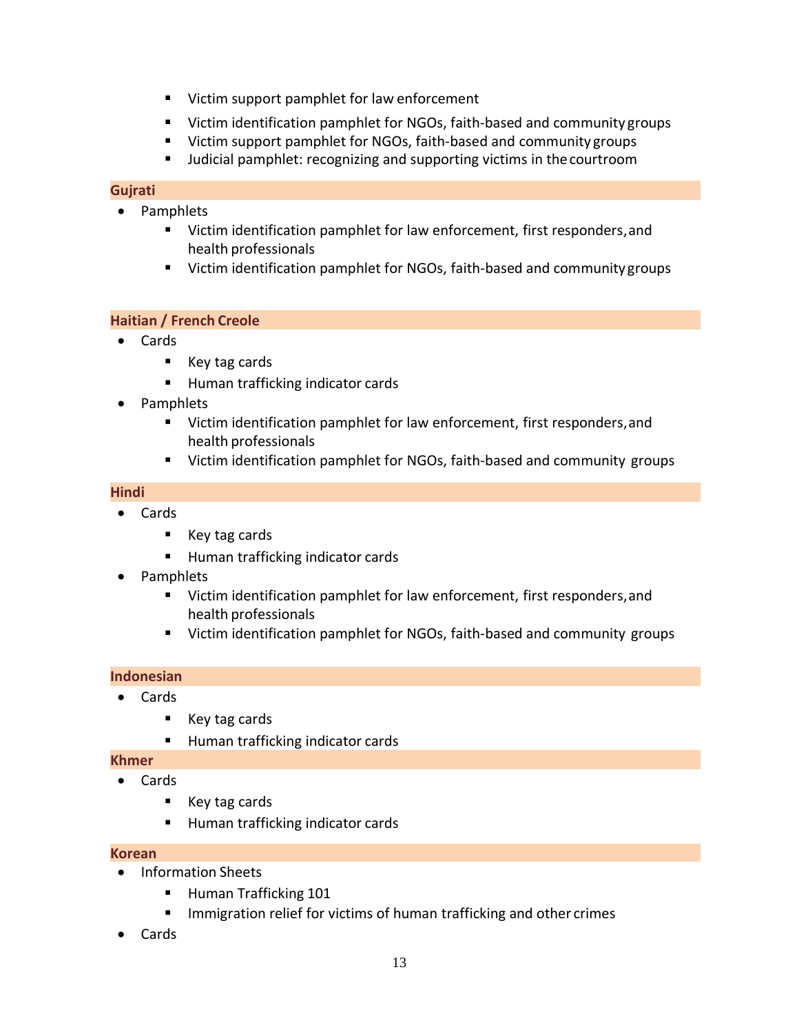- Victim support pamphlet for law enforcement
- Victim identification pamphlet for NGOs, faith-based and community groups
- Victim support pamphlet for NGOs, faith-based and community groups
- Judicial pamphlet: recognizing and supporting victims in the courtroom

### Gujrati

- Pamphlets
  - Victim identification pamphlet for law enforcement, first responders, and health professionals
  - Victim identification pamphlet for NGOs, faith-based and community groups

### Haitian / French Creole

- Cards
  - Key tag cards
  - Human trafficking indicator cards
- Pamphlets
  - Victim identification pamphlet for law enforcement, first responders, and health professionals
  - Victim identification pamphlet for NGOs, faith-based and community groups

### Hindi

- Cards
  - Key tag cards
  - Human trafficking indicator cards
- Pamphlets
  - Victim identification pamphlet for law enforcement, first responders, and health professionals
  - Victim identification pamphlet for NGOs, faith-based and community groups

### Indonesian

- Cards
  - Key tag cards
  - Human trafficking indicator cards

### Khmer

- Cards
  - Key tag cards
  - Human trafficking indicator cards

### Korean

- Information Sheets
  - Human Trafficking 101
  - Immigration relief for victims of human trafficking and other crimes
- Cards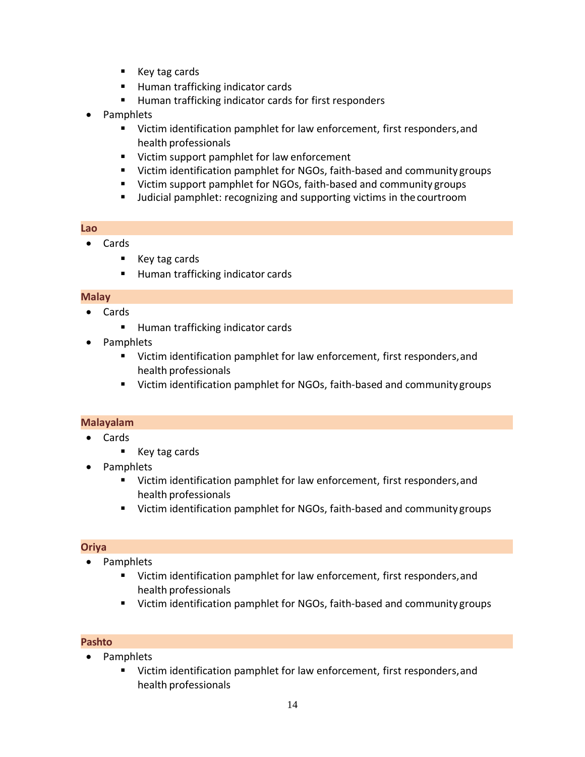- Key tag cards
    - Human trafficking indicator cards
    - Human trafficking indicator cards for first responders
- Pamphlets
    - Victim identification pamphlet for law enforcement, first responders, and health professionals
    - Victim support pamphlet for law enforcement
    - Victim identification pamphlet for NGOs, faith-based and community groups
    - Victim support pamphlet for NGOs, faith-based and community groups
    - Judicial pamphlet: recognizing and supporting victims in the courtroom

### Lao

- Cards
    - Key tag cards
    - Human trafficking indicator cards

### Malay

- Cards
    - Human trafficking indicator cards
- Pamphlets
    - Victim identification pamphlet for law enforcement, first responders, and health professionals
    - Victim identification pamphlet for NGOs, faith-based and community groups

### Malayalam

- Cards
    - Key tag cards
- Pamphlets
    - Victim identification pamphlet for law enforcement, first responders, and health professionals
    - Victim identification pamphlet for NGOs, faith-based and community groups

### Oriya

- Pamphlets
    - Victim identification pamphlet for law enforcement, first responders, and health professionals
    - Victim identification pamphlet for NGOs, faith-based and community groups

### Pashto

- Pamphlets
    - Victim identification pamphlet for law enforcement, first responders, and health professionals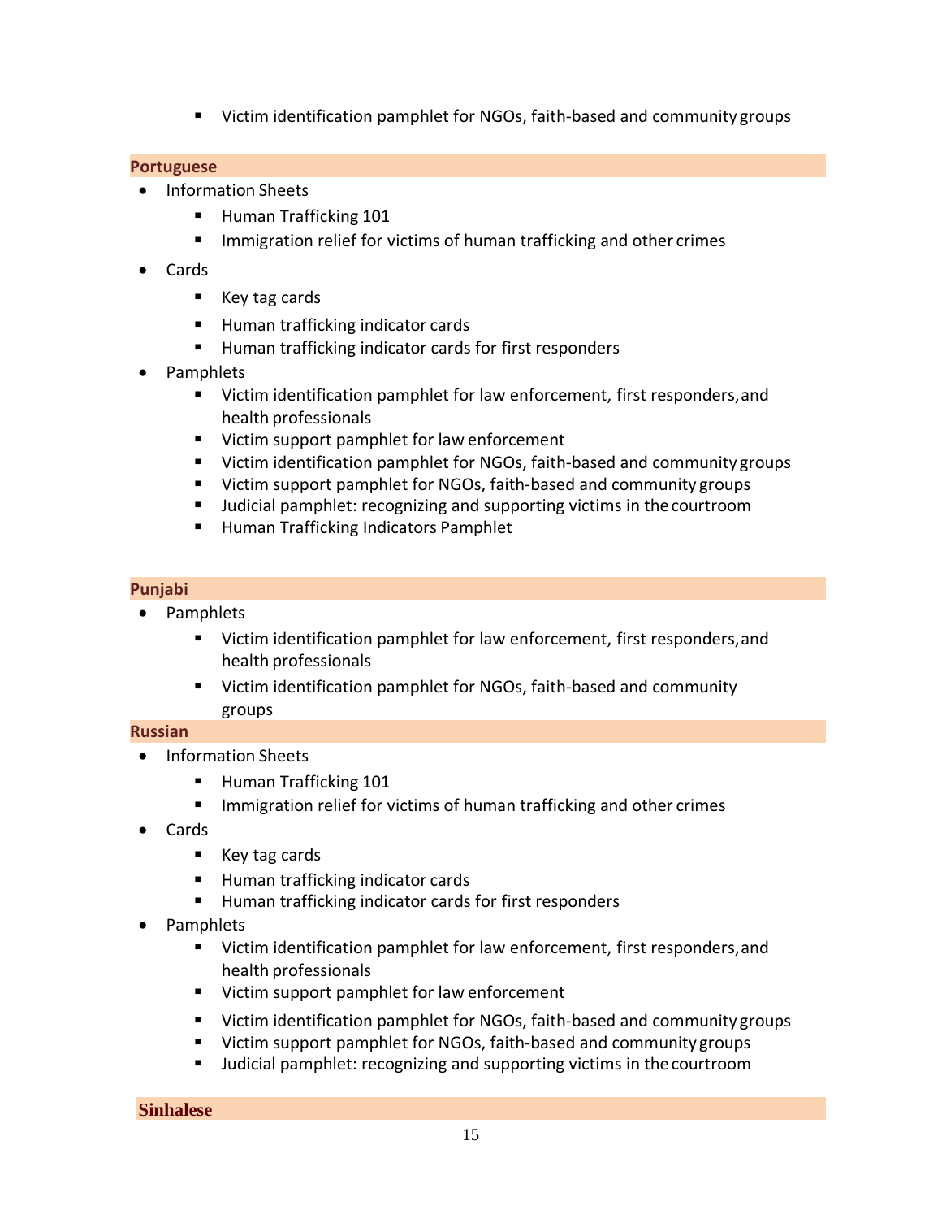- Victim identification pamphlet for NGOs, faith-based and community groups

### Portuguese

- Information Sheets
  - Human Trafficking 101
  - Immigration relief for victims of human trafficking and other crimes
- Cards
  - Key tag cards
  - Human trafficking indicator cards
  - Human trafficking indicator cards for first responders
- Pamphlets
  - Victim identification pamphlet for law enforcement, first responders, and health professionals
  - Victim support pamphlet for law enforcement
  - Victim identification pamphlet for NGOs, faith-based and community groups
  - Victim support pamphlet for NGOs, faith-based and community groups
  - Judicial pamphlet: recognizing and supporting victims in the courtroom
  - Human Trafficking Indicators Pamphlet

### Punjabi

- Pamphlets
  - Victim identification pamphlet for law enforcement, first responders, and health professionals
  - Victim identification pamphlet for NGOs, faith-based and community groups

### Russian

- Information Sheets
  - Human Trafficking 101
  - Immigration relief for victims of human trafficking and other crimes
- Cards
  - Key tag cards
  - Human trafficking indicator cards
  - Human trafficking indicator cards for first responders
- Pamphlets
  - Victim identification pamphlet for law enforcement, first responders, and health professionals
  - Victim support pamphlet for law enforcement
  - Victim identification pamphlet for NGOs, faith-based and community groups
  - Victim support pamphlet for NGOs, faith-based and community groups
  - Judicial pamphlet: recognizing and supporting victims in the courtroom

### Sinhalese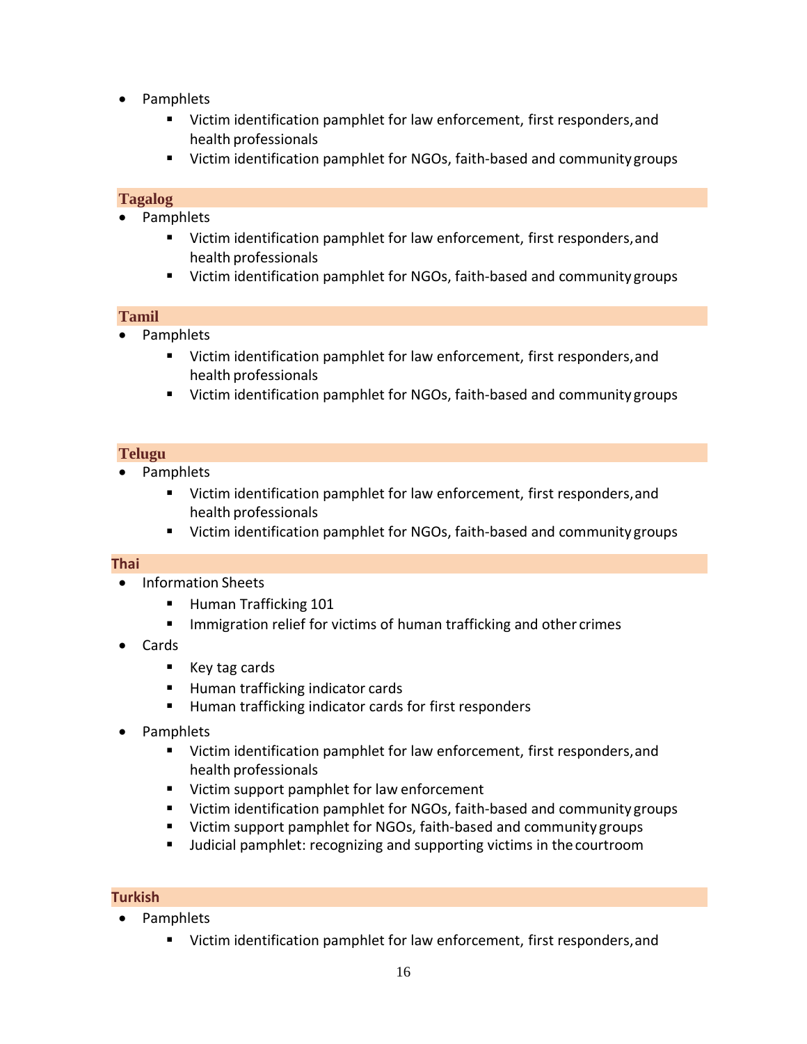- Pamphlets
  - Victim identification pamphlet for law enforcement, first responders, and health professionals
  - Victim identification pamphlet for NGOs, faith-based and community groups

### Tagalog

- Pamphlets
  - Victim identification pamphlet for law enforcement, first responders, and health professionals
  - Victim identification pamphlet for NGOs, faith-based and community groups

### Tamil

- Pamphlets
  - Victim identification pamphlet for law enforcement, first responders, and health professionals
  - Victim identification pamphlet for NGOs, faith-based and community groups

### Telugu

- Pamphlets
  - Victim identification pamphlet for law enforcement, first responders, and health professionals
  - Victim identification pamphlet for NGOs, faith-based and community groups

### Thai

- Information Sheets
  - Human Trafficking 101
  - Immigration relief for victims of human trafficking and other crimes
- Cards
  - Key tag cards
  - Human trafficking indicator cards
  - Human trafficking indicator cards for first responders
- Pamphlets
  - Victim identification pamphlet for law enforcement, first responders, and health professionals
  - Victim support pamphlet for law enforcement
  - Victim identification pamphlet for NGOs, faith-based and community groups
  - Victim support pamphlet for NGOs, faith-based and community groups
  - Judicial pamphlet: recognizing and supporting victims in the courtroom

### Turkish

- Pamphlets
  - Victim identification pamphlet for law enforcement, first responders, and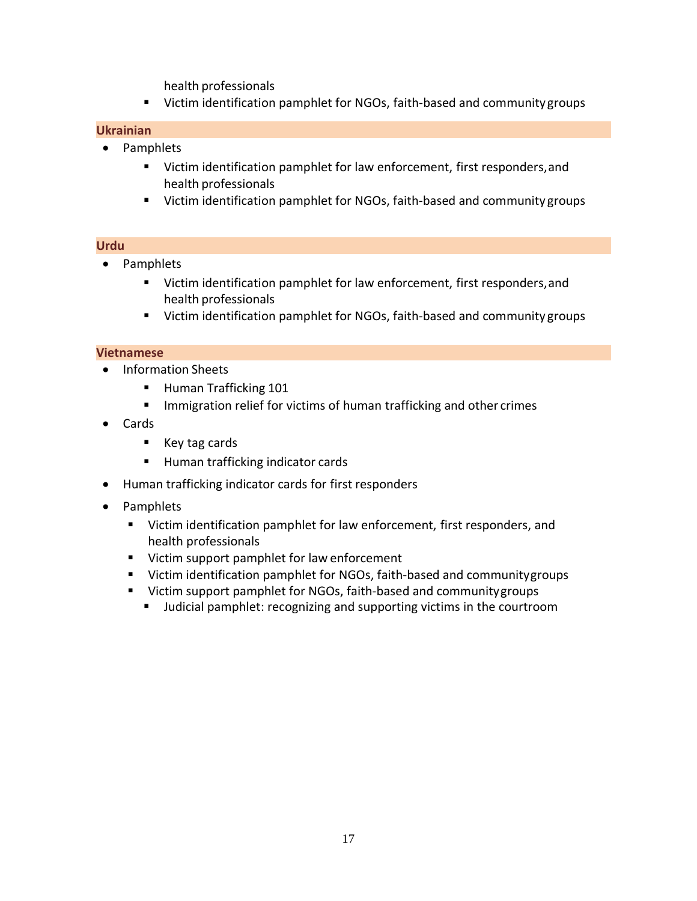health professionals
    - Victim identification pamphlet for NGOs, faith-based and community groups

### Ukrainian

- Pamphlets
    - Victim identification pamphlet for law enforcement, first responders, and health professionals
    - Victim identification pamphlet for NGOs, faith-based and community groups

### Urdu

- Pamphlets
    - Victim identification pamphlet for law enforcement, first responders, and health professionals
    - Victim identification pamphlet for NGOs, faith-based and community groups

### Vietnamese

- Information Sheets
    - Human Trafficking 101
    - Immigration relief for victims of human trafficking and other crimes
- Cards
    - Key tag cards
    - Human trafficking indicator cards
- Human trafficking indicator cards for first responders
- Pamphlets
    - Victim identification pamphlet for law enforcement, first responders, and health professionals
    - Victim support pamphlet for law enforcement
    - Victim identification pamphlet for NGOs, faith-based and community groups
    - Victim support pamphlet for NGOs, faith-based and community groups
    - Judicial pamphlet: recognizing and supporting victims in the courtroom